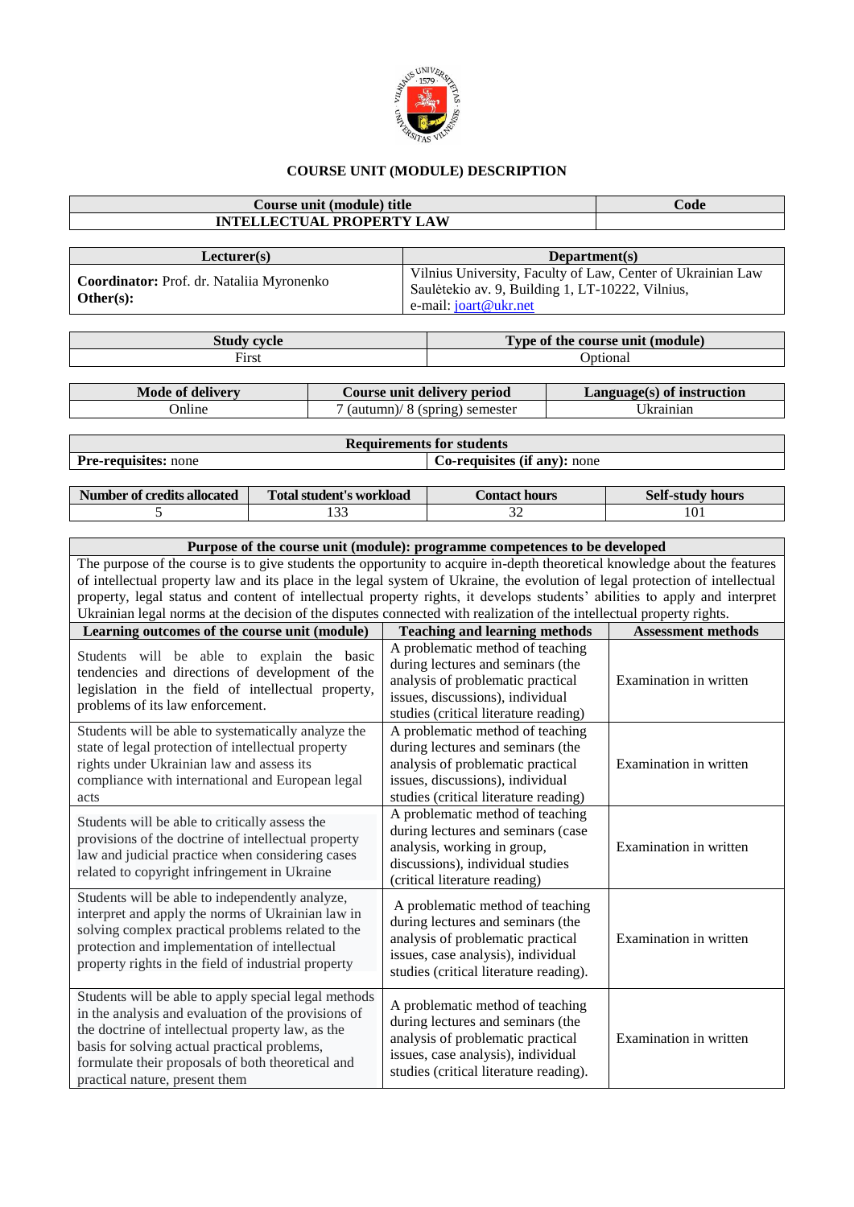# COURSE UNIT (MODULE) DESCRIPTION

| Course unit (module) title | Code |
|---|---|
| INTELLECTUAL PROPERTY LAW | |

| Lecturer(s) | Department(s) |
|---|---|
| **Coordinator:** Prof. dr. Nataliia Myronenko<br>**Other(s):** | Vilnius University, Faculty of Law, Center of Ukrainian Law<br>Saulėtekio av. 9, Building 1, LT-10222, Vilnius,<br>e-mail: joart@ukr.net |

| Study cycle | Type of the course unit (module) |
|---|---|
| First | Optional |

| Mode of delivery | Course unit delivery period | Language(s) of instruction |
|---|---|---|
| Online | 7 (autumn)/ 8 (spring) semester | Ukrainian |

| Requirements for students | |
|---|---|
| **Pre-requisites:** none | **Co-requisites (if any):** none |

| Number of credits allocated | Total student's workload | Contact hours | Self-study hours |
|---|---|---|---|
| 5 | 133 | 32 | 101 |

| Purpose of the course unit (module): programme competences to be developed | | |
|---|---|---|
| The purpose of the course is to give students the opportunity to acquire in-depth theoretical knowledge about the features of intellectual property law and its place in the legal system of Ukraine, the evolution of legal protection of intellectual property, legal status and content of intellectual property rights, it develops students' abilities to apply and interpret Ukrainian legal norms at the decision of the disputes connected with realization of the intellectual property rights. | | |
| **Learning outcomes of the course unit (module)** | **Teaching and learning methods** | **Assessment methods** |
| Students will be able to explain the basic tendencies and directions of development of the legislation in the field of intellectual property, problems of its law enforcement. | A problematic method of teaching during lectures and seminars (the analysis of problematic practical issues, discussions), individual studies (critical literature reading) | Examination in written |
| Students will be able to systematically analyze the state of legal protection of intellectual property rights under Ukrainian law and assess its compliance with international and European legal acts | A problematic method of teaching during lectures and seminars (the analysis of problematic practical issues, discussions), individual studies (critical literature reading) | Examination in written |
| Students will be able to critically assess the provisions of the doctrine of intellectual property law and judicial practice when considering cases related to copyright infringement in Ukraine | A problematic method of teaching during lectures and seminars (case analysis, working in group, discussions), individual studies (critical literature reading) | Examination in written |
| Students will be able to independently analyze, interpret and apply the norms of Ukrainian law in solving complex practical problems related to the protection and implementation of intellectual property rights in the field of industrial property | A problematic method of teaching during lectures and seminars (the analysis of problematic practical issues, case analysis), individual studies (critical literature reading). | Examination in written |
| Students will be able to apply special legal methods in the analysis and evaluation of the provisions of the doctrine of intellectual property law, as the basis for solving actual practical problems, formulate their proposals of both theoretical and practical nature, present them | A problematic method of teaching during lectures and seminars (the analysis of problematic practical issues, case analysis), individual studies (critical literature reading). | Examination in written |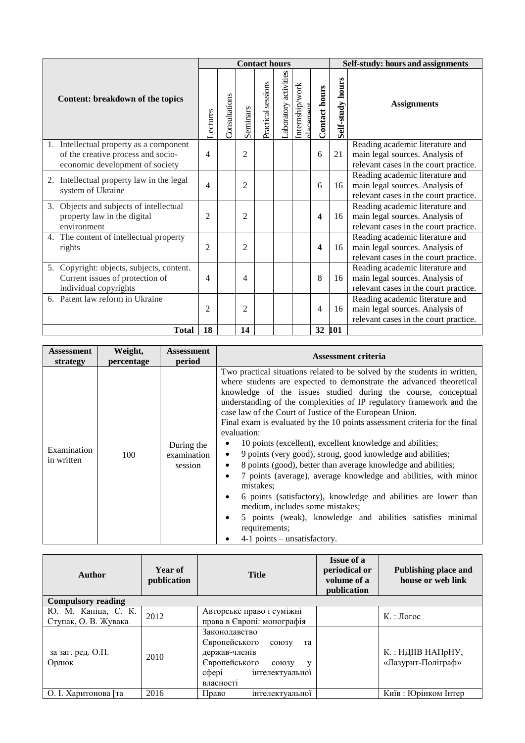| Content: breakdown of the topics | Contact hours | | | | | | | Self-study: hours and assignments | |
|---|---|---|---|---|---|---|---|---|---|
| | Lectures | Consultations | Seminars | Practical sessions | Laboratory activities | Internship/work placement | Contact hours | Self-study hours | Assignments |
| 1. Intellectual property as a component of the creative process and socio-economic development of society | 4 | | 2 | | | | 6 | 21 | Reading academic literature and main legal sources. Analysis of relevant cases in the court practice. |
| 2. Intellectual property law in the legal system of Ukraine | 4 | | 2 | | | | 6 | 16 | Reading academic literature and main legal sources. Analysis of relevant cases in the court practice. |
| 3. Objects and subjects of intellectual property law in the digital environment | 2 | | 2 | | | | **4** | 16 | Reading academic literature and main legal sources. Analysis of relevant cases in the court practice. |
| 4. The content of intellectual property rights | 2 | | 2 | | | | **4** | 16 | Reading academic literature and main legal sources. Analysis of relevant cases in the court practice. |
| 5. Copyright: objects, subjects, content. Current issues of protection of individual copyrights | 4 | | 4 | | | | 8 | 16 | Reading academic literature and main legal sources. Analysis of relevant cases in the court practice. |
| 6. Patent law reform in Ukraine | 2 | | 2 | | | | 4 | 16 | Reading academic literature and main legal sources. Analysis of relevant cases in the court practice. |
| **Total** | **18** | | **14** | | | | **32** | **101** | |

| Assessment strategy | Weight, percentage | Assessment period | Assessment criteria |
|---|---|---|---|
| Examination in written | 100 | During the examination session | Two practical situations related to be solved by the students in written, where students are expected to demonstrate the advanced theoretical knowledge of the issues studied during the course, conceptual understanding of the complexities of IP regulatory framework and the case law of the Court of Justice of the European Union.<br>Final exam is evaluated by the 10 points assessment criteria for the final evaluation:<br>• 10 points (excellent), excellent knowledge and abilities;<br>• 9 points (very good), strong, good knowledge and abilities;<br>• 8 points (good), better than average knowledge and abilities;<br>• 7 points (average), average knowledge and abilities, with minor mistakes;<br>• 6 points (satisfactory), knowledge and abilities are lower than medium, includes some mistakes;<br>• 5 points (weak), knowledge and abilities satisfies minimal requirements;<br>• 4-1 points – unsatisfactory. |

| Author | Year of publication | Title | Issue of a periodical or volume of a publication | Publishing place and house or web link |
|---|---|---|---|---|
| **Compulsory reading** | | | | |
| Ю. М. Капіца, С. К. Ступак, О. В. Жувака | 2012 | Авторське право і суміжні права в Європі: монографія | | К. : Логос |
| за заг. ред. О.П. Орлюк | 2010 | Законодавство Європейського союзу та держав-членів Європейського союзу у сфері інтелектуальної власності | | К. : НДІІВ НАПрНУ, «Лазурит-Поліграф» |
| О. І. Харитонова [та | 2016 | Право інтелектуальної | | Київ : Юрінком Інтер |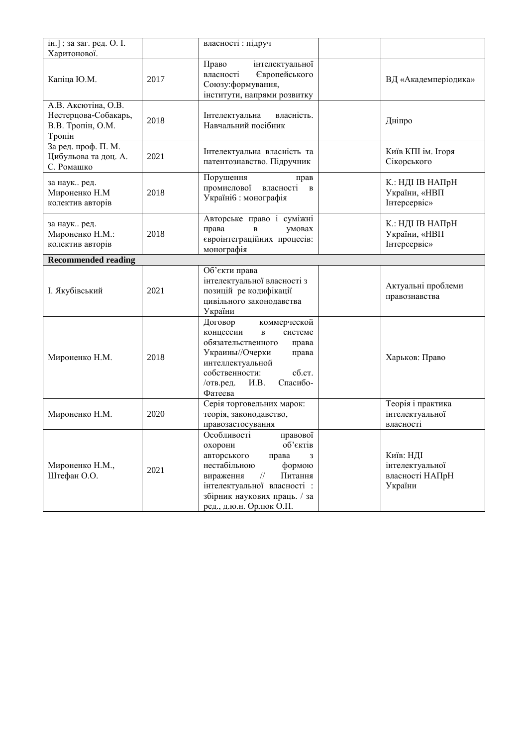| | | | | |
|---|---|---|---|---|
| ін.] ; за заг. ред. О. І. Харитонової. | | власності : підруч | | |
| Капіца Ю.М. | 2017 | Право інтелектуальної власності Європейського Союзу:формування, інститути, напрями розвитку | | ВД «Академперіодика» |
| А.В. Аксютіна, О.В. Нестерцова-Собакарь, В.В. Тропін, О.М. Тропін | 2018 | Інтелектуальна власність. Навчальний посібник | | Дніпро |
| За ред. проф. П. М. Цибульова та доц. А. С. Ромашко | 2021 | Інтелектуальна власність та патентознавство. Підручник | | Київ КПІ ім. Ігоря Сікорського |
| за наук.. ред. Мироненко Н.М колектив авторів | 2018 | Порушення прав промислової власності в Україні6 : монографія | | К.: НДІ ІВ НАПрН України, «НВП Інтерсервіс» |
| за наук.. ред. Мироненко Н.М.: колектив авторів | 2018 | Авторське право і суміжні права в умовах євроінтеграційних процесів: монографія | | К.: НДІ ІВ НАПрН України, «НВП Інтерсервіс» |
| **Recommended reading** | | | | |
| І. Якубівський | 2021 | Об'єкти права інтелектуальної власності з позицій ре кодифікації цивільного законодавства України | | Актуальні проблеми правознавства |
| Мироненко Н.М. | 2018 | Договор коммерческой концессии в системе обязательственного права Украины//Очерки права интеллектуальной собственности: сб.ст. /отв.ред. И.В. Спасибо-Фатеева | | Харьков: Право |
| Мироненко Н.М. | 2020 | Серія торговельних марок: теорія, законодавство, правозастосування | | Теорія і практика інтелектуальної власності |
| Мироненко Н.М., Штефан О.О. | 2021 | Особливості правової охорони об'єктів авторського права з нестабільною формою вираження // Питання інтелектуальної власності : збірник наукових праць. / за ред., д.ю.н. Орлюк О.П. | | Київ: НДІ інтелектуальної власності НАПрН України |